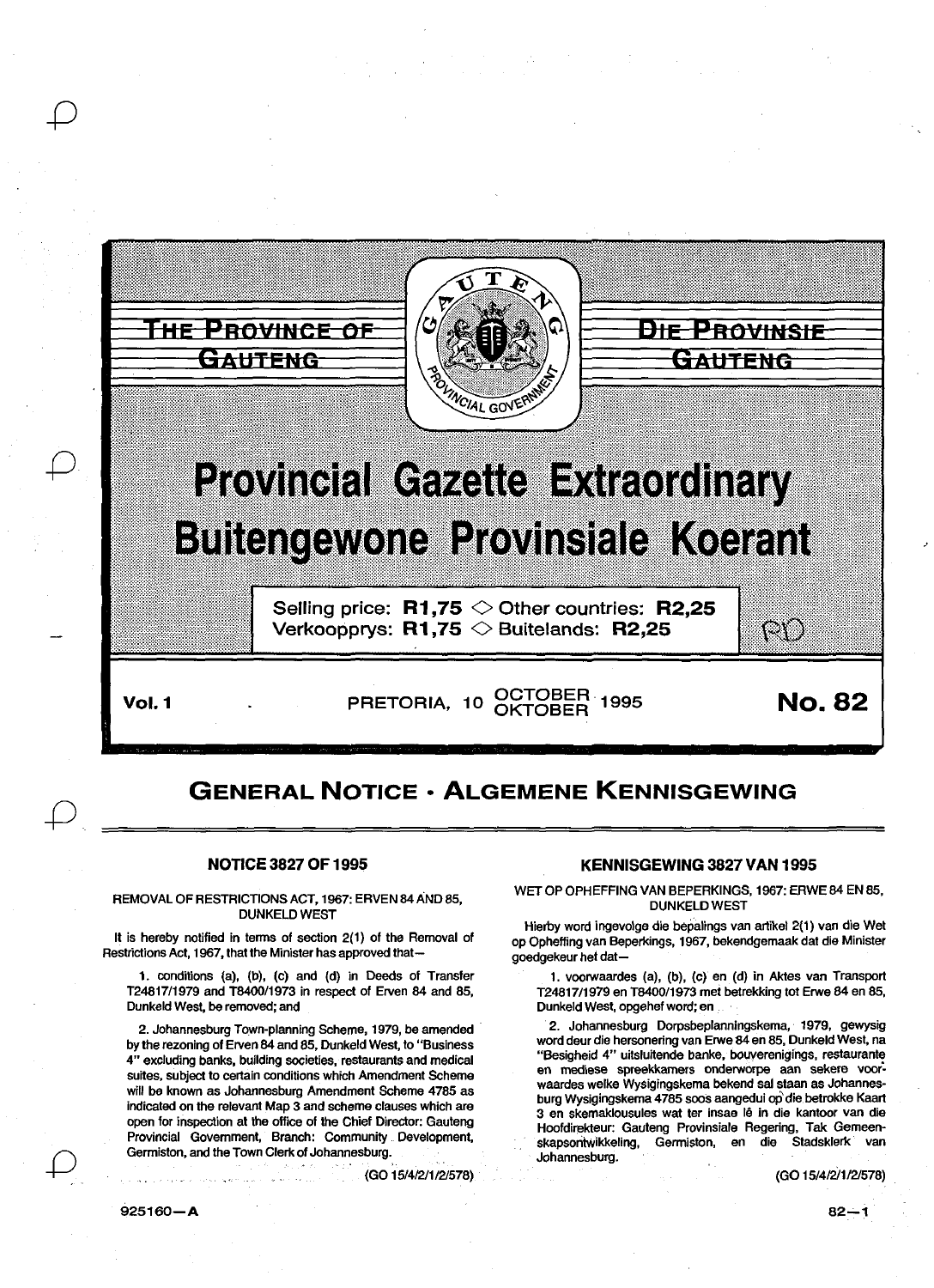# THE PROVINCE OF GAUTENG

# DIE PROVINSIE GAUTENG

# Provincial Gazette Extraordinary
# Buitengewone Provinsiale Koerant

Selling price: **R1,75** ◇ Other countries: **R2,25**
Verkoopprys: **R1,75** ◇ Buitelands: **R2,25**

**Vol. 1** PRETORIA, 10 OCTOBER OKTOBER 1995 **No. 82**

## GENERAL NOTICE · ALGEMENE KENNISGEWING

### NOTICE 3827 OF 1995

REMOVAL OF RESTRICTIONS ACT, 1967: ERVEN 84 AND 85, DUNKELD WEST

It is hereby notified in terms of section 2(1) of the Removal of Restrictions Act, 1967, that the Minister has approved that—

1. conditions (a), (b), (c) and (d) in Deeds of Transfer T24817/1979 and T8400/1973 in respect of Erven 84 and 85, Dunkeld West, be removed; and

2. Johannesburg Town-planning Scheme, 1979, be amended by the rezoning of Erven 84 and 85, Dunkeld West, to "Business 4" excluding banks, building societies, restaurants and medical suites, subject to certain conditions which Amendment Scheme will be known as Johannesburg Amendment Scheme 4785 as indicated on the relevant Map 3 and scheme clauses which are open for inspection at the office of the Chief Director: Gauteng Provincial Government, Branch: Community Development, Germiston, and the Town Clerk of Johannesburg.

(GO 15/4/2/1/2/578)

### KENNISGEWING 3827 VAN 1995

WET OP OPHEFFING VAN BEPERKINGS, 1967: ERWE 84 EN 85, DUNKELD WEST

Hierby word ingevolge die bepalings van artikel 2(1) van die Wet op Opheffing van Beperkings, 1967, bekendgemaak dat die Minister goedgekeur het dat—

1. voorwaardes (a), (b), (c) en (d) in Aktes van Transport T24817/1979 en T8400/1973 met betrekking tot Erwe 84 en 85, Dunkeld West, opgehef word; en

2. Johannesburg Dorpsbeplanningskema, 1979, gewysig word deur die hersonering van Erwe 84 en 85, Dunkeld West, na "Besigheid 4" uitsluitende banke, bouverenigings, restaurante en mediese spreekkamers onderworpe aan sekere voorwaardes welke Wysigingskema bekend sal staan as Johannesburg Wysigingskema 4785 soos aangedui op die betrokke Kaart 3 en skemaklousules wat ter insae lê in die kantoor van die Hoofdirekteur: Gauteng Provinsiale Regering, Tak Gemeenskapsontwikkeling, Germiston, en die Stadsklerk van Johannesburg.

(GO 15/4/2/1/2/578)

925160—A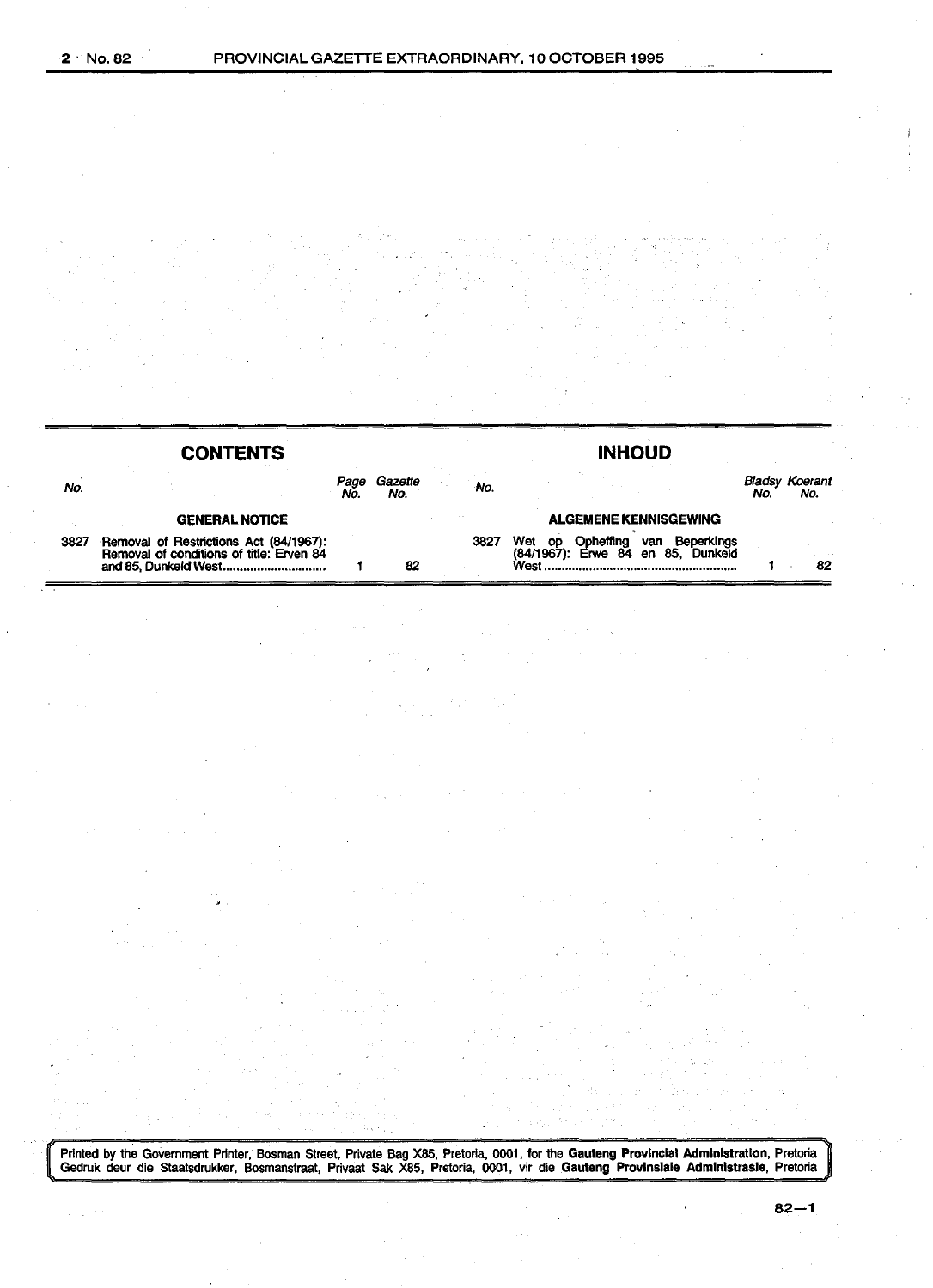## CONTENTS

| No. | | Page No. | Gazette No. |
|---|---|---|---|
| | **GENERAL NOTICE** | | |
| 3827 | Removal of Restrictions Act (84/1967): Removal of conditions of title: Erven 84 and 85, Dunkeld West | 1 | 82 |

## INHOUD

| No. | | Bladsy No. | Koerant No. |
|---|---|---|---|
| | **ALGEMENE KENNISGEWING** | | |
| 3827 | Wet op Opheffing van Beperkings (84/1967): Erwe 84 en 85, Dunkeld West | 1 | 82 |

Printed by the Government Printer, Bosman Street, Private Bag X85, Pretoria, 0001, for the **Gauteng Provincial Administration**, Pretoria
Gedruk deur die Staatsdrukker, Bosmanstraat, Privaat Sak X85, Pretoria, 0001, vir die **Gauteng Provinsiale Administrasie**, Pretoria

82—1